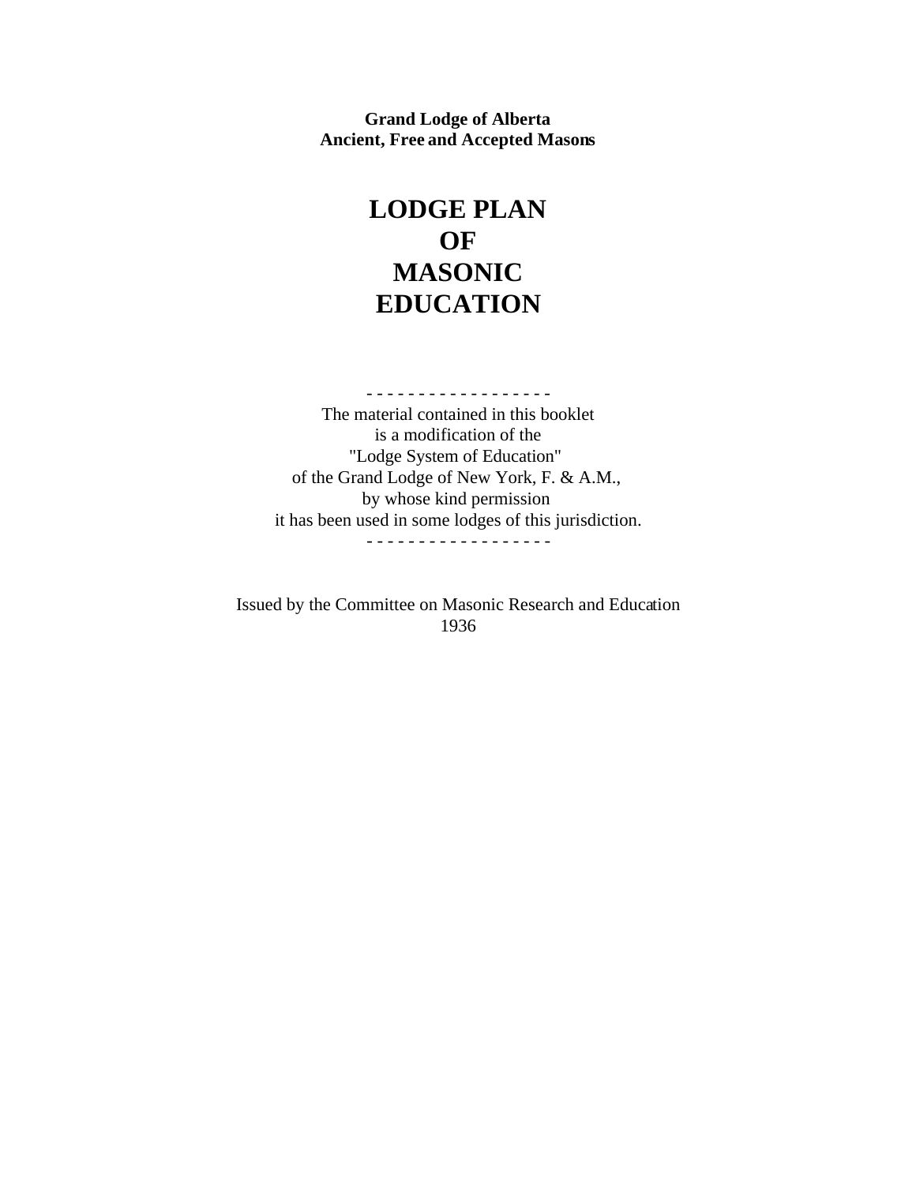**Grand Lodge of Alberta**
**Ancient, Free and Accepted Masons**

# LODGE PLAN OF MASONIC EDUCATION

- - - - - - - - - - - - - - - - - -

The material contained in this booklet
is a modification of the
"Lodge System of Education"
of the Grand Lodge of New York, F. & A.M.,
by whose kind permission
it has been used in some lodges of this jurisdiction.

- - - - - - - - - - - - - - - - - -

Issued by the Committee on Masonic Research and Education
1936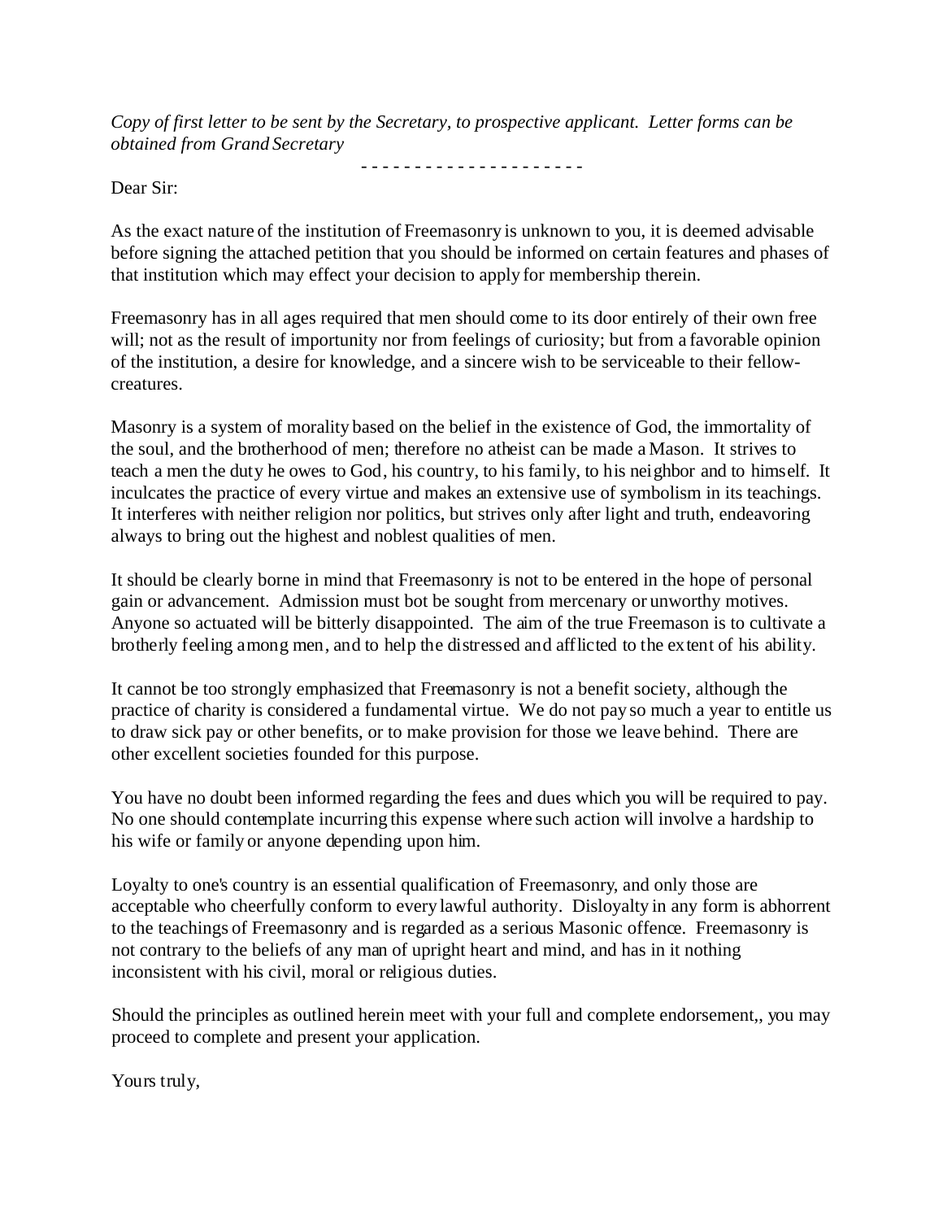*Copy of first letter to be sent by the Secretary, to prospective applicant. Letter forms can be obtained from Grand Secretary*

- - - - - - - - - - - - - - - - - - - - -

Dear Sir:

As the exact nature of the institution of Freemasonry is unknown to you, it is deemed advisable before signing the attached petition that you should be informed on certain features and phases of that institution which may effect your decision to apply for membership therein.

Freemasonry has in all ages required that men should come to its door entirely of their own free will; not as the result of importunity nor from feelings of curiosity; but from a favorable opinion of the institution, a desire for knowledge, and a sincere wish to be serviceable to their fellow-creatures.

Masonry is a system of morality based on the belief in the existence of God, the immortality of the soul, and the brotherhood of men; therefore no atheist can be made a Mason. It strives to teach a men the duty he owes to God, his country, to his family, to his neighbor and to himself. It inculcates the practice of every virtue and makes an extensive use of symbolism in its teachings. It interferes with neither religion nor politics, but strives only after light and truth, endeavoring always to bring out the highest and noblest qualities of men.

It should be clearly borne in mind that Freemasonry is not to be entered in the hope of personal gain or advancement. Admission must bot be sought from mercenary or unworthy motives. Anyone so actuated will be bitterly disappointed. The aim of the true Freemason is to cultivate a brotherly feeling among men, and to help the distressed and afflicted to the extent of his ability.

It cannot be too strongly emphasized that Freemasonry is not a benefit society, although the practice of charity is considered a fundamental virtue. We do not pay so much a year to entitle us to draw sick pay or other benefits, or to make provision for those we leave behind. There are other excellent societies founded for this purpose.

You have no doubt been informed regarding the fees and dues which you will be required to pay. No one should contemplate incurring this expense where such action will involve a hardship to his wife or family or anyone depending upon him.

Loyalty to one's country is an essential qualification of Freemasonry, and only those are acceptable who cheerfully conform to every lawful authority. Disloyalty in any form is abhorrent to the teachings of Freemasonry and is regarded as a serious Masonic offence. Freemasonry is not contrary to the beliefs of any man of upright heart and mind, and has in it nothing inconsistent with his civil, moral or religious duties.

Should the principles as outlined herein meet with your full and complete endorsement,, you may proceed to complete and present your application.

Yours truly,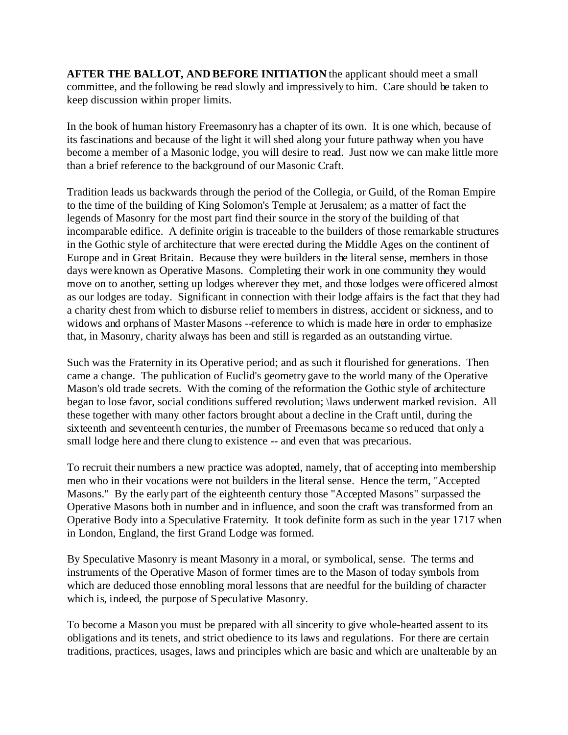**AFTER THE BALLOT, AND BEFORE INITIATION** the applicant should meet a small committee, and the following be read slowly and impressively to him. Care should be taken to keep discussion within proper limits.

In the book of human history Freemasonry has a chapter of its own. It is one which, because of its fascinations and because of the light it will shed along your future pathway when you have become a member of a Masonic lodge, you will desire to read. Just now we can make little more than a brief reference to the background of our Masonic Craft.

Tradition leads us backwards through the period of the Collegia, or Guild, of the Roman Empire to the time of the building of King Solomon's Temple at Jerusalem; as a matter of fact the legends of Masonry for the most part find their source in the story of the building of that incomparable edifice. A definite origin is traceable to the builders of those remarkable structures in the Gothic style of architecture that were erected during the Middle Ages on the continent of Europe and in Great Britain. Because they were builders in the literal sense, members in those days were known as Operative Masons. Completing their work in one community they would move on to another, setting up lodges wherever they met, and those lodges were officered almost as our lodges are today. Significant in connection with their lodge affairs is the fact that they had a charity chest from which to disburse relief to members in distress, accident or sickness, and to widows and orphans of Master Masons --reference to which is made here in order to emphasize that, in Masonry, charity always has been and still is regarded as an outstanding virtue.

Such was the Fraternity in its Operative period; and as such it flourished for generations. Then came a change. The publication of Euclid's geometry gave to the world many of the Operative Mason's old trade secrets. With the coming of the reformation the Gothic style of architecture began to lose favor, social conditions suffered revolution; \laws underwent marked revision. All these together with many other factors brought about a decline in the Craft until, during the sixteenth and seventeenth centuries, the number of Freemasons became so reduced that only a small lodge here and there clung to existence -- and even that was precarious.

To recruit their numbers a new practice was adopted, namely, that of accepting into membership men who in their vocations were not builders in the literal sense. Hence the term, "Accepted Masons." By the early part of the eighteenth century those "Accepted Masons" surpassed the Operative Masons both in number and in influence, and soon the craft was transformed from an Operative Body into a Speculative Fraternity. It took definite form as such in the year 1717 when in London, England, the first Grand Lodge was formed.

By Speculative Masonry is meant Masonry in a moral, or symbolical, sense. The terms and instruments of the Operative Mason of former times are to the Mason of today symbols from which are deduced those ennobling moral lessons that are needful for the building of character which is, indeed, the purpose of Speculative Masonry.

To become a Mason you must be prepared with all sincerity to give whole-hearted assent to its obligations and its tenets, and strict obedience to its laws and regulations. For there are certain traditions, practices, usages, laws and principles which are basic and which are unalterable by an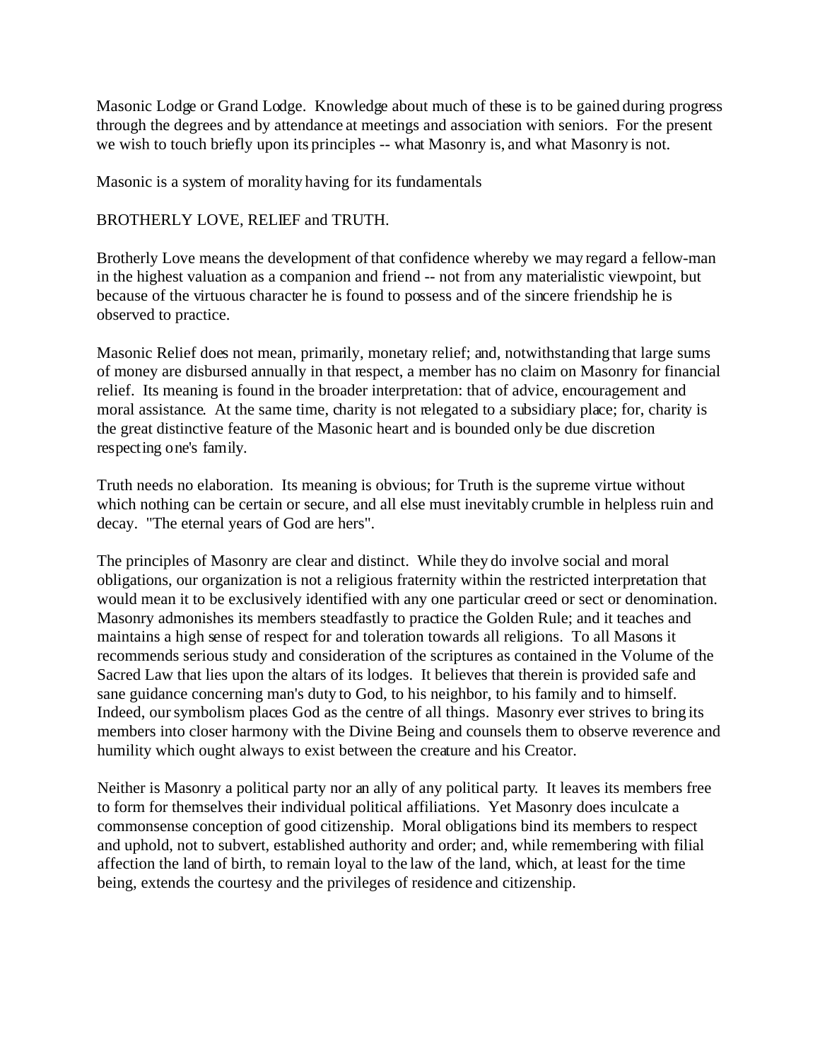Masonic Lodge or Grand Lodge. Knowledge about much of these is to be gained during progress through the degrees and by attendance at meetings and association with seniors. For the present we wish to touch briefly upon its principles -- what Masonry is, and what Masonry is not.

Masonic is a system of morality having for its fundamentals

BROTHERLY LOVE, RELIEF and TRUTH.

Brotherly Love means the development of that confidence whereby we may regard a fellow-man in the highest valuation as a companion and friend -- not from any materialistic viewpoint, but because of the virtuous character he is found to possess and of the sincere friendship he is observed to practice.

Masonic Relief does not mean, primarily, monetary relief; and, notwithstanding that large sums of money are disbursed annually in that respect, a member has no claim on Masonry for financial relief. Its meaning is found in the broader interpretation: that of advice, encouragement and moral assistance. At the same time, charity is not relegated to a subsidiary place; for, charity is the great distinctive feature of the Masonic heart and is bounded only be due discretion respecting one's family.

Truth needs no elaboration. Its meaning is obvious; for Truth is the supreme virtue without which nothing can be certain or secure, and all else must inevitably crumble in helpless ruin and decay. "The eternal years of God are hers".

The principles of Masonry are clear and distinct. While they do involve social and moral obligations, our organization is not a religious fraternity within the restricted interpretation that would mean it to be exclusively identified with any one particular creed or sect or denomination. Masonry admonishes its members steadfastly to practice the Golden Rule; and it teaches and maintains a high sense of respect for and toleration towards all religions. To all Masons it recommends serious study and consideration of the scriptures as contained in the Volume of the Sacred Law that lies upon the altars of its lodges. It believes that therein is provided safe and sane guidance concerning man's duty to God, to his neighbor, to his family and to himself. Indeed, our symbolism places God as the centre of all things. Masonry ever strives to bring its members into closer harmony with the Divine Being and counsels them to observe reverence and humility which ought always to exist between the creature and his Creator.

Neither is Masonry a political party nor an ally of any political party. It leaves its members free to form for themselves their individual political affiliations. Yet Masonry does inculcate a commonsense conception of good citizenship. Moral obligations bind its members to respect and uphold, not to subvert, established authority and order; and, while remembering with filial affection the land of birth, to remain loyal to the law of the land, which, at least for the time being, extends the courtesy and the privileges of residence and citizenship.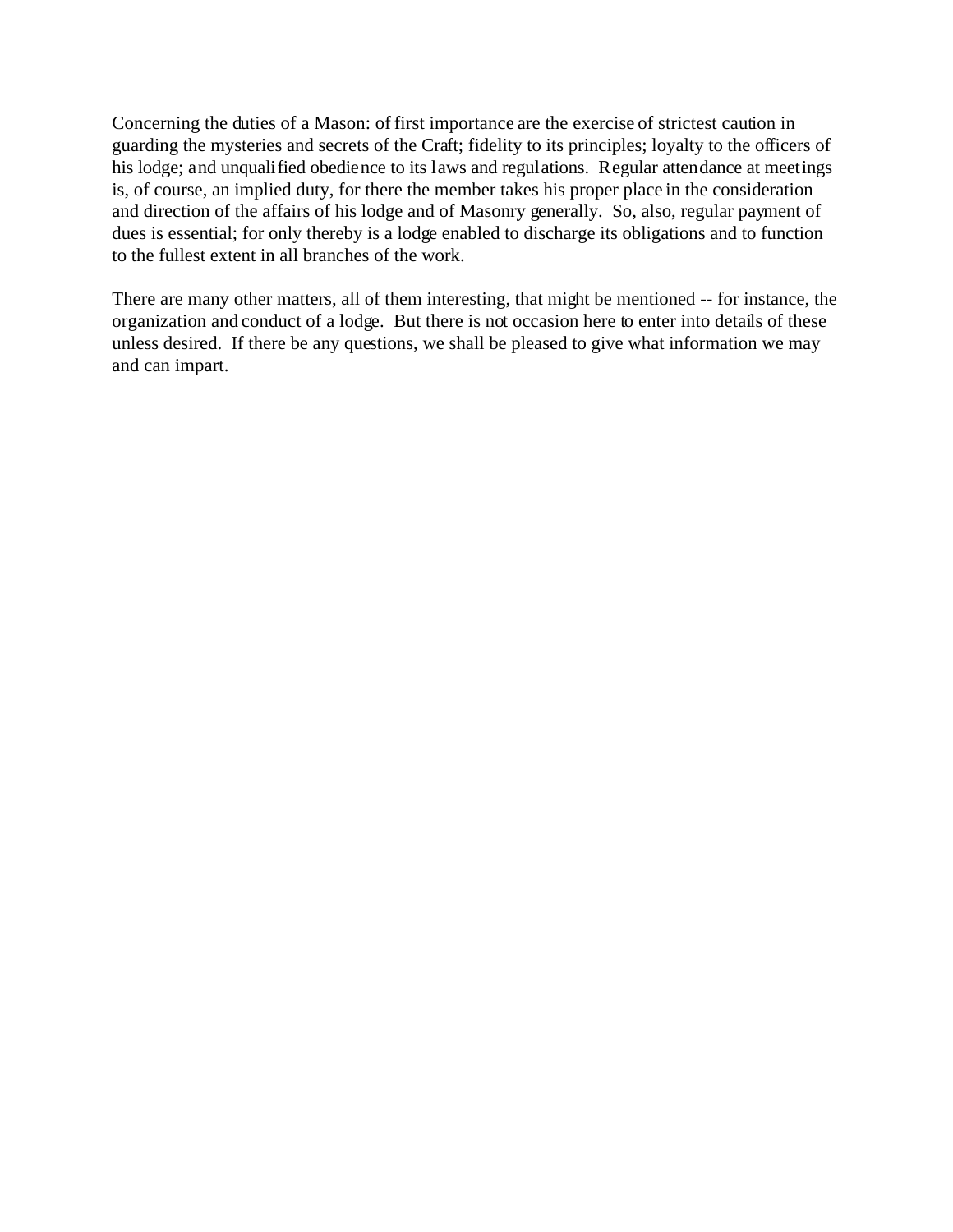Concerning the duties of a Mason: of first importance are the exercise of strictest caution in guarding the mysteries and secrets of the Craft; fidelity to its principles; loyalty to the officers of his lodge; and unqualified obedience to its laws and regulations. Regular attendance at meetings is, of course, an implied duty, for there the member takes his proper place in the consideration and direction of the affairs of his lodge and of Masonry generally. So, also, regular payment of dues is essential; for only thereby is a lodge enabled to discharge its obligations and to function to the fullest extent in all branches of the work.

There are many other matters, all of them interesting, that might be mentioned -- for instance, the organization and conduct of a lodge. But there is not occasion here to enter into details of these unless desired. If there be any questions, we shall be pleased to give what information we may and can impart.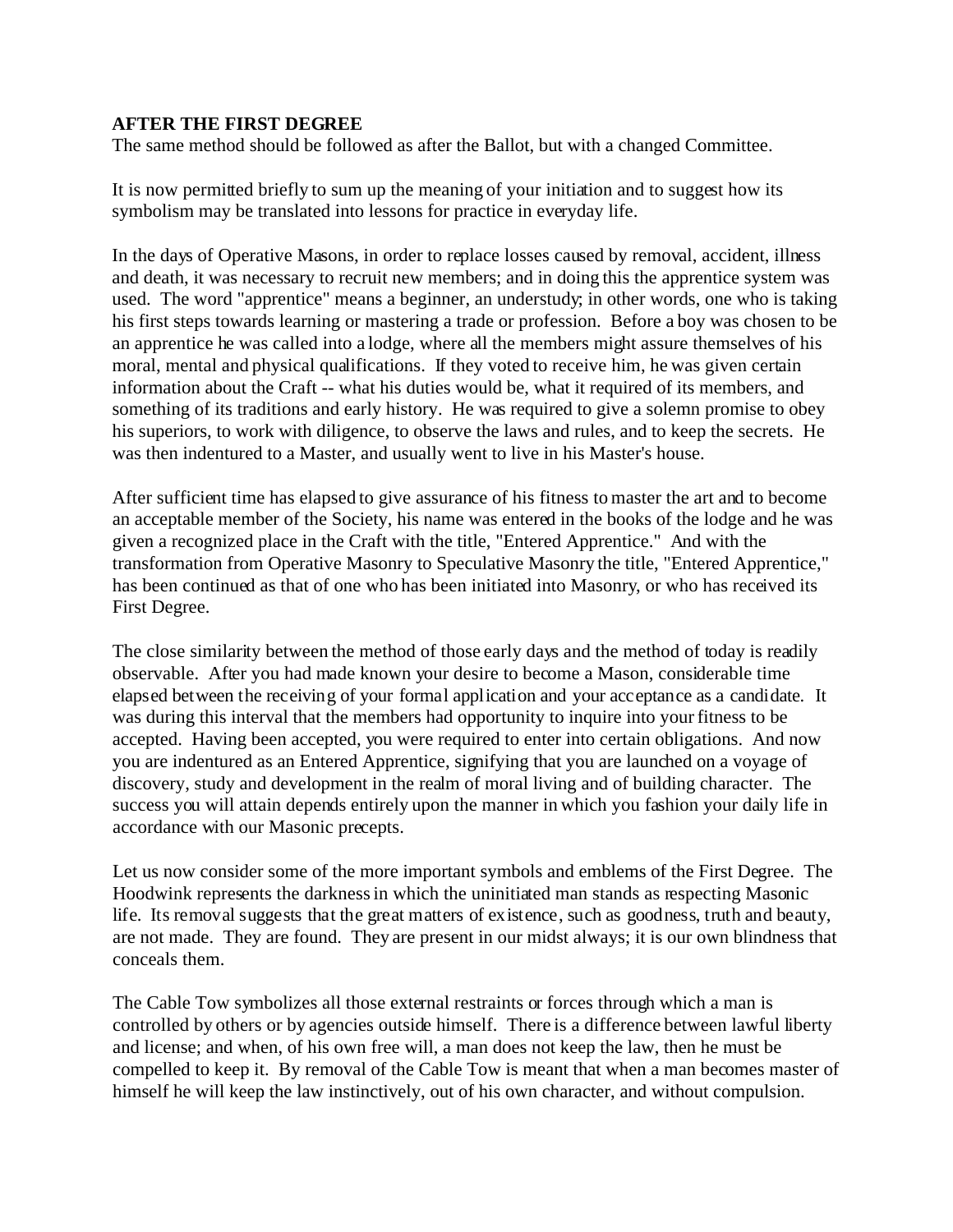**AFTER THE FIRST DEGREE**
The same method should be followed as after the Ballot, but with a changed Committee.

It is now permitted briefly to sum up the meaning of your initiation and to suggest how its symbolism may be translated into lessons for practice in everyday life.

In the days of Operative Masons, in order to replace losses caused by removal, accident, illness and death, it was necessary to recruit new members; and in doing this the apprentice system was used. The word "apprentice" means a beginner, an understudy; in other words, one who is taking his first steps towards learning or mastering a trade or profession. Before a boy was chosen to be an apprentice he was called into a lodge, where all the members might assure themselves of his moral, mental and physical qualifications. If they voted to receive him, he was given certain information about the Craft -- what his duties would be, what it required of its members, and something of its traditions and early history. He was required to give a solemn promise to obey his superiors, to work with diligence, to observe the laws and rules, and to keep the secrets. He was then indentured to a Master, and usually went to live in his Master's house.

After sufficient time has elapsed to give assurance of his fitness to master the art and to become an acceptable member of the Society, his name was entered in the books of the lodge and he was given a recognized place in the Craft with the title, "Entered Apprentice." And with the transformation from Operative Masonry to Speculative Masonry the title, "Entered Apprentice," has been continued as that of one who has been initiated into Masonry, or who has received its First Degree.

The close similarity between the method of those early days and the method of today is readily observable. After you had made known your desire to become a Mason, considerable time elapsed between the receiving of your formal application and your acceptance as a candidate. It was during this interval that the members had opportunity to inquire into your fitness to be accepted. Having been accepted, you were required to enter into certain obligations. And now you are indentured as an Entered Apprentice, signifying that you are launched on a voyage of discovery, study and development in the realm of moral living and of building character. The success you will attain depends entirely upon the manner in which you fashion your daily life in accordance with our Masonic precepts.

Let us now consider some of the more important symbols and emblems of the First Degree. The Hoodwink represents the darkness in which the uninitiated man stands as respecting Masonic life. Its removal suggests that the great matters of existence, such as goodness, truth and beauty, are not made. They are found. They are present in our midst always; it is our own blindness that conceals them.

The Cable Tow symbolizes all those external restraints or forces through which a man is controlled by others or by agencies outside himself. There is a difference between lawful liberty and license; and when, of his own free will, a man does not keep the law, then he must be compelled to keep it. By removal of the Cable Tow is meant that when a man becomes master of himself he will keep the law instinctively, out of his own character, and without compulsion.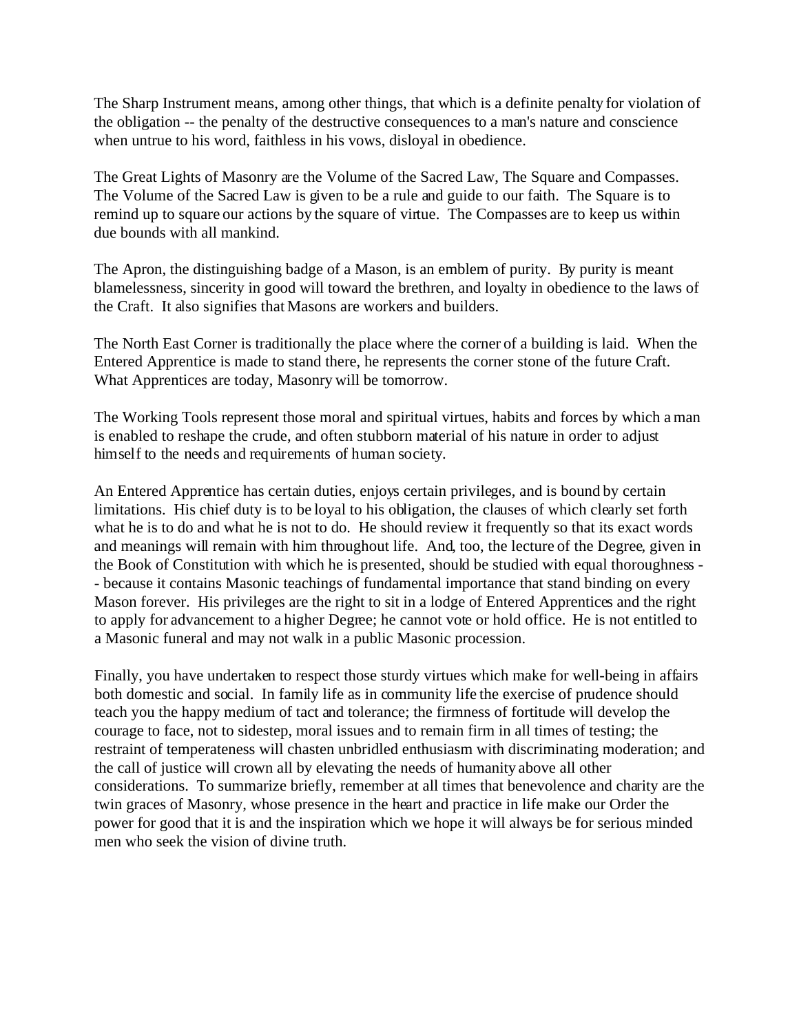The Sharp Instrument means, among other things, that which is a definite penalty for violation of the obligation -- the penalty of the destructive consequences to a man's nature and conscience when untrue to his word, faithless in his vows, disloyal in obedience.

The Great Lights of Masonry are the Volume of the Sacred Law, The Square and Compasses. The Volume of the Sacred Law is given to be a rule and guide to our faith. The Square is to remind up to square our actions by the square of virtue. The Compasses are to keep us within due bounds with all mankind.

The Apron, the distinguishing badge of a Mason, is an emblem of purity. By purity is meant blamelessness, sincerity in good will toward the brethren, and loyalty in obedience to the laws of the Craft. It also signifies that Masons are workers and builders.

The North East Corner is traditionally the place where the corner of a building is laid. When the Entered Apprentice is made to stand there, he represents the corner stone of the future Craft. What Apprentices are today, Masonry will be tomorrow.

The Working Tools represent those moral and spiritual virtues, habits and forces by which a man is enabled to reshape the crude, and often stubborn material of his nature in order to adjust himself to the needs and requirements of human society.

An Entered Apprentice has certain duties, enjoys certain privileges, and is bound by certain limitations. His chief duty is to be loyal to his obligation, the clauses of which clearly set forth what he is to do and what he is not to do. He should review it frequently so that its exact words and meanings will remain with him throughout life. And, too, the lecture of the Degree, given in the Book of Constitution with which he is presented, should be studied with equal thoroughness -- because it contains Masonic teachings of fundamental importance that stand binding on every Mason forever. His privileges are the right to sit in a lodge of Entered Apprentices and the right to apply for advancement to a higher Degree; he cannot vote or hold office. He is not entitled to a Masonic funeral and may not walk in a public Masonic procession.

Finally, you have undertaken to respect those sturdy virtues which make for well-being in affairs both domestic and social. In family life as in community life the exercise of prudence should teach you the happy medium of tact and tolerance; the firmness of fortitude will develop the courage to face, not to sidestep, moral issues and to remain firm in all times of testing; the restraint of temperateness will chasten unbridled enthusiasm with discriminating moderation; and the call of justice will crown all by elevating the needs of humanity above all other considerations. To summarize briefly, remember at all times that benevolence and charity are the twin graces of Masonry, whose presence in the heart and practice in life make our Order the power for good that it is and the inspiration which we hope it will always be for serious minded men who seek the vision of divine truth.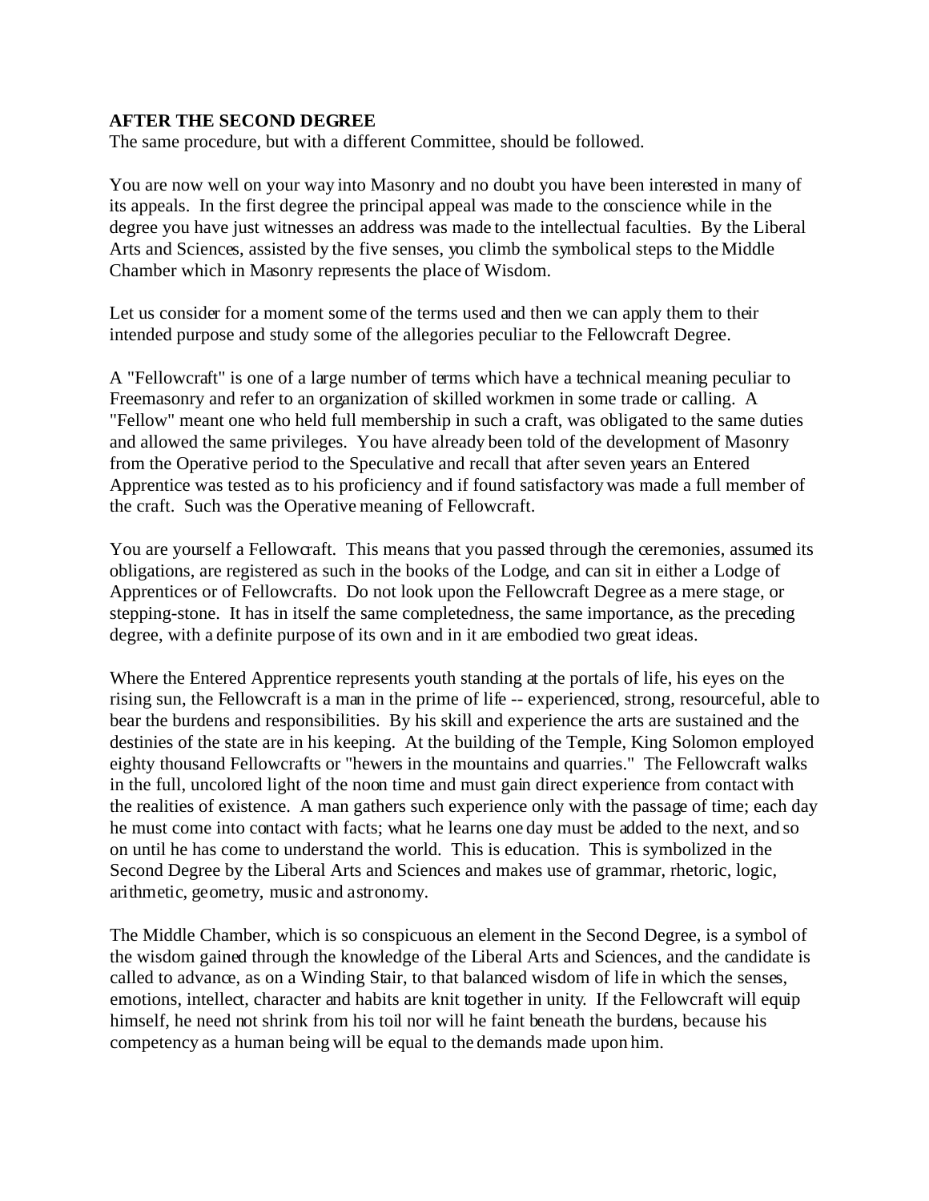**AFTER THE SECOND DEGREE**

The same procedure, but with a different Committee, should be followed.

You are now well on your way into Masonry and no doubt you have been interested in many of its appeals. In the first degree the principal appeal was made to the conscience while in the degree you have just witnesses an address was made to the intellectual faculties. By the Liberal Arts and Sciences, assisted by the five senses, you climb the symbolical steps to the Middle Chamber which in Masonry represents the place of Wisdom.

Let us consider for a moment some of the terms used and then we can apply them to their intended purpose and study some of the allegories peculiar to the Fellowcraft Degree.

A "Fellowcraft" is one of a large number of terms which have a technical meaning peculiar to Freemasonry and refer to an organization of skilled workmen in some trade or calling. A "Fellow" meant one who held full membership in such a craft, was obligated to the same duties and allowed the same privileges. You have already been told of the development of Masonry from the Operative period to the Speculative and recall that after seven years an Entered Apprentice was tested as to his proficiency and if found satisfactory was made a full member of the craft. Such was the Operative meaning of Fellowcraft.

You are yourself a Fellowcraft. This means that you passed through the ceremonies, assumed its obligations, are registered as such in the books of the Lodge, and can sit in either a Lodge of Apprentices or of Fellowcrafts. Do not look upon the Fellowcraft Degree as a mere stage, or stepping-stone. It has in itself the same completedness, the same importance, as the preceding degree, with a definite purpose of its own and in it are embodied two great ideas.

Where the Entered Apprentice represents youth standing at the portals of life, his eyes on the rising sun, the Fellowcraft is a man in the prime of life -- experienced, strong, resourceful, able to bear the burdens and responsibilities. By his skill and experience the arts are sustained and the destinies of the state are in his keeping. At the building of the Temple, King Solomon employed eighty thousand Fellowcrafts or "hewers in the mountains and quarries." The Fellowcraft walks in the full, uncolored light of the noon time and must gain direct experience from contact with the realities of existence. A man gathers such experience only with the passage of time; each day he must come into contact with facts; what he learns one day must be added to the next, and so on until he has come to understand the world. This is education. This is symbolized in the Second Degree by the Liberal Arts and Sciences and makes use of grammar, rhetoric, logic, arithmetic, geometry, music and astronomy.

The Middle Chamber, which is so conspicuous an element in the Second Degree, is a symbol of the wisdom gained through the knowledge of the Liberal Arts and Sciences, and the candidate is called to advance, as on a Winding Stair, to that balanced wisdom of life in which the senses, emotions, intellect, character and habits are knit together in unity. If the Fellowcraft will equip himself, he need not shrink from his toil nor will he faint beneath the burdens, because his competency as a human being will be equal to the demands made upon him.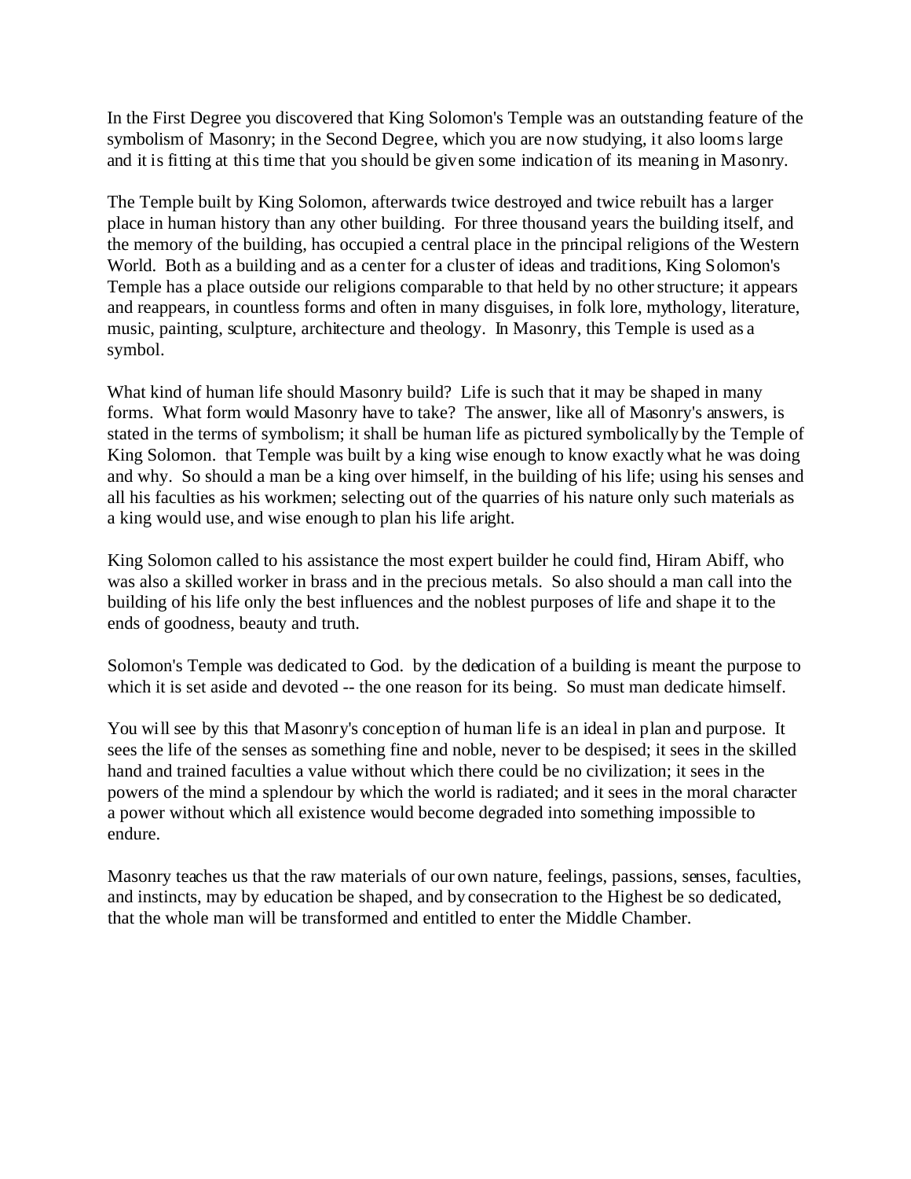In the First Degree you discovered that King Solomon's Temple was an outstanding feature of the symbolism of Masonry; in the Second Degree, which you are now studying, it also looms large and it is fitting at this time that you should be given some indication of its meaning in Masonry.

The Temple built by King Solomon, afterwards twice destroyed and twice rebuilt has a larger place in human history than any other building. For three thousand years the building itself, and the memory of the building, has occupied a central place in the principal religions of the Western World. Both as a building and as a center for a cluster of ideas and traditions, King Solomon's Temple has a place outside our religions comparable to that held by no other structure; it appears and reappears, in countless forms and often in many disguises, in folk lore, mythology, literature, music, painting, sculpture, architecture and theology. In Masonry, this Temple is used as a symbol.

What kind of human life should Masonry build? Life is such that it may be shaped in many forms. What form would Masonry have to take? The answer, like all of Masonry's answers, is stated in the terms of symbolism; it shall be human life as pictured symbolically by the Temple of King Solomon. that Temple was built by a king wise enough to know exactly what he was doing and why. So should a man be a king over himself, in the building of his life; using his senses and all his faculties as his workmen; selecting out of the quarries of his nature only such materials as a king would use, and wise enough to plan his life aright.

King Solomon called to his assistance the most expert builder he could find, Hiram Abiff, who was also a skilled worker in brass and in the precious metals. So also should a man call into the building of his life only the best influences and the noblest purposes of life and shape it to the ends of goodness, beauty and truth.

Solomon's Temple was dedicated to God. by the dedication of a building is meant the purpose to which it is set aside and devoted -- the one reason for its being. So must man dedicate himself.

You will see by this that Masonry's conception of human life is an ideal in plan and purpose. It sees the life of the senses as something fine and noble, never to be despised; it sees in the skilled hand and trained faculties a value without which there could be no civilization; it sees in the powers of the mind a splendour by which the world is radiated; and it sees in the moral character a power without which all existence would become degraded into something impossible to endure.

Masonry teaches us that the raw materials of our own nature, feelings, passions, senses, faculties, and instincts, may by education be shaped, and by consecration to the Highest be so dedicated, that the whole man will be transformed and entitled to enter the Middle Chamber.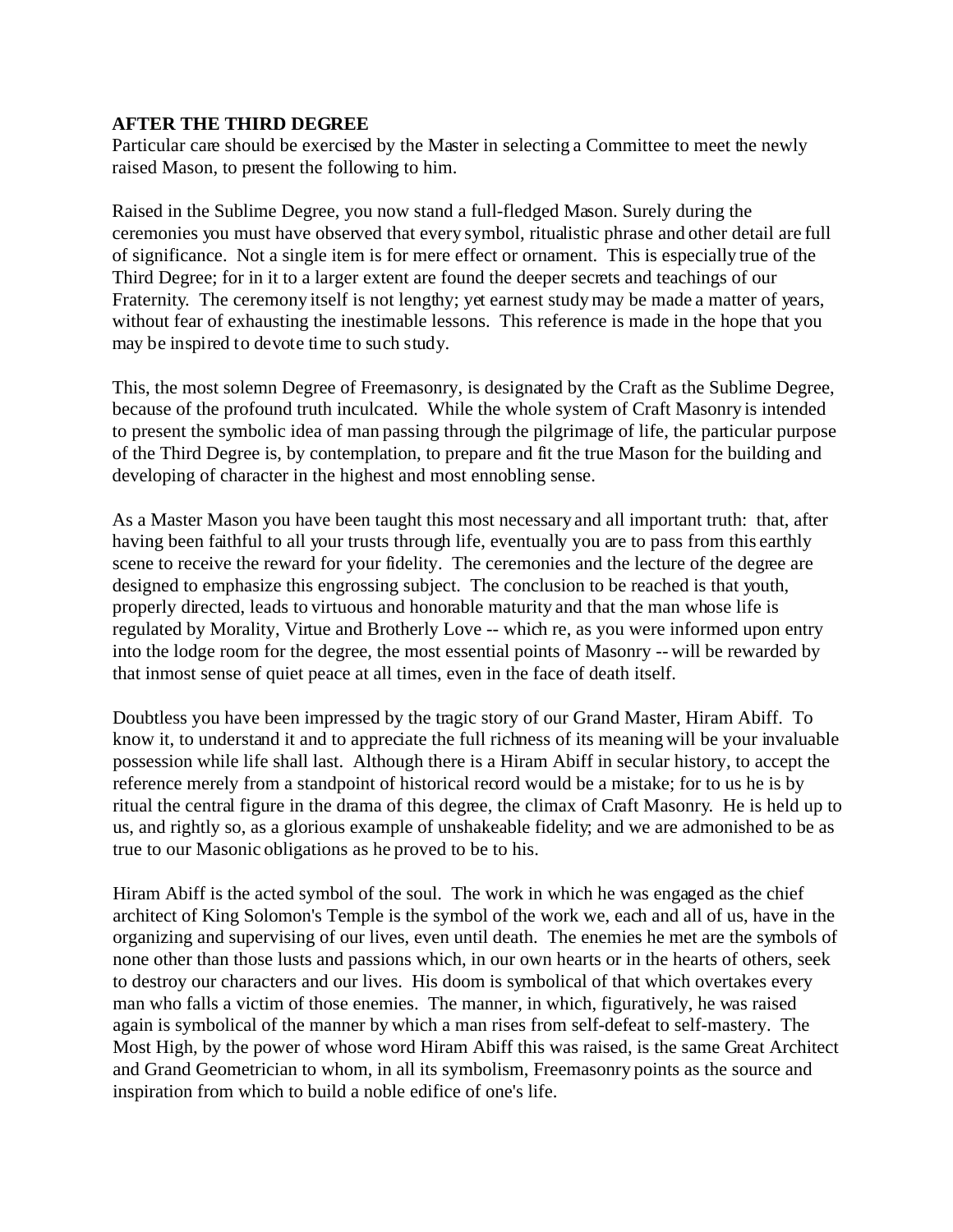**AFTER THE THIRD DEGREE**

Particular care should be exercised by the Master in selecting a Committee to meet the newly raised Mason, to present the following to him.

Raised in the Sublime Degree, you now stand a full-fledged Mason. Surely during the ceremonies you must have observed that every symbol, ritualistic phrase and other detail are full of significance. Not a single item is for mere effect or ornament. This is especially true of the Third Degree; for in it to a larger extent are found the deeper secrets and teachings of our Fraternity. The ceremony itself is not lengthy; yet earnest study may be made a matter of years, without fear of exhausting the inestimable lessons. This reference is made in the hope that you may be inspired to devote time to such study.

This, the most solemn Degree of Freemasonry, is designated by the Craft as the Sublime Degree, because of the profound truth inculcated. While the whole system of Craft Masonry is intended to present the symbolic idea of man passing through the pilgrimage of life, the particular purpose of the Third Degree is, by contemplation, to prepare and fit the true Mason for the building and developing of character in the highest and most ennobling sense.

As a Master Mason you have been taught this most necessary and all important truth: that, after having been faithful to all your trusts through life, eventually you are to pass from this earthly scene to receive the reward for your fidelity. The ceremonies and the lecture of the degree are designed to emphasize this engrossing subject. The conclusion to be reached is that youth, properly directed, leads to virtuous and honorable maturity and that the man whose life is regulated by Morality, Virtue and Brotherly Love -- which re, as you were informed upon entry into the lodge room for the degree, the most essential points of Masonry -- will be rewarded by that inmost sense of quiet peace at all times, even in the face of death itself.

Doubtless you have been impressed by the tragic story of our Grand Master, Hiram Abiff. To know it, to understand it and to appreciate the full richness of its meaning will be your invaluable possession while life shall last. Although there is a Hiram Abiff in secular history, to accept the reference merely from a standpoint of historical record would be a mistake; for to us he is by ritual the central figure in the drama of this degree, the climax of Craft Masonry. He is held up to us, and rightly so, as a glorious example of unshakeable fidelity; and we are admonished to be as true to our Masonic obligations as he proved to be to his.

Hiram Abiff is the acted symbol of the soul. The work in which he was engaged as the chief architect of King Solomon's Temple is the symbol of the work we, each and all of us, have in the organizing and supervising of our lives, even until death. The enemies he met are the symbols of none other than those lusts and passions which, in our own hearts or in the hearts of others, seek to destroy our characters and our lives. His doom is symbolical of that which overtakes every man who falls a victim of those enemies. The manner, in which, figuratively, he was raised again is symbolical of the manner by which a man rises from self-defeat to self-mastery. The Most High, by the power of whose word Hiram Abiff this was raised, is the same Great Architect and Grand Geometrician to whom, in all its symbolism, Freemasonry points as the source and inspiration from which to build a noble edifice of one's life.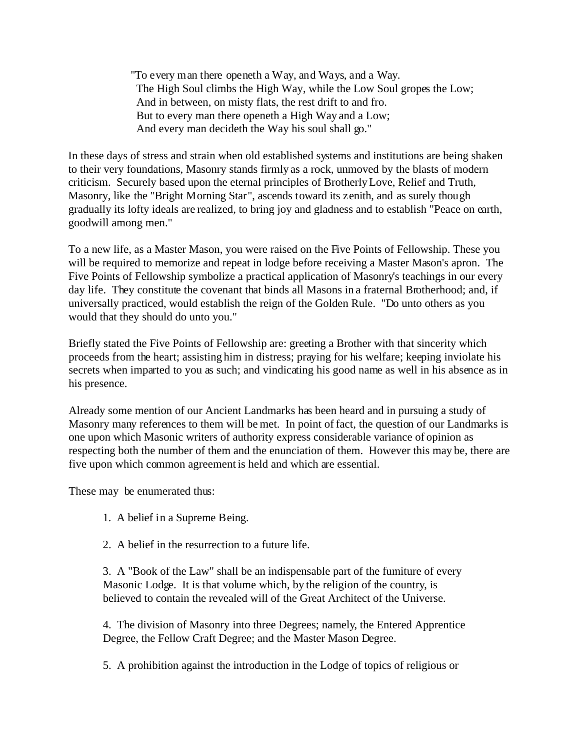> "To every man there openeth a Way, and Ways, and a Way.
> The High Soul climbs the High Way, while the Low Soul gropes the Low;
> And in between, on misty flats, the rest drift to and fro.
> But to every man there openeth a High Way and a Low;
> And every man decideth the Way his soul shall go."

In these days of stress and strain when old established systems and institutions are being shaken to their very foundations, Masonry stands firmly as a rock, unmoved by the blasts of modern criticism. Securely based upon the eternal principles of Brotherly Love, Relief and Truth, Masonry, like the "Bright Morning Star", ascends toward its zenith, and as surely though gradually its lofty ideals are realized, to bring joy and gladness and to establish "Peace on earth, goodwill among men."

To a new life, as a Master Mason, you were raised on the Five Points of Fellowship. These you will be required to memorize and repeat in lodge before receiving a Master Mason's apron. The Five Points of Fellowship symbolize a practical application of Masonry's teachings in our every day life. They constitute the covenant that binds all Masons in a fraternal Brotherhood; and, if universally practiced, would establish the reign of the Golden Rule. "Do unto others as you would that they should do unto you."

Briefly stated the Five Points of Fellowship are: greeting a Brother with that sincerity which proceeds from the heart; assisting him in distress; praying for his welfare; keeping inviolate his secrets when imparted to you as such; and vindicating his good name as well in his absence as in his presence.

Already some mention of our Ancient Landmarks has been heard and in pursuing a study of Masonry many references to them will be met. In point of fact, the question of our Landmarks is one upon which Masonic writers of authority express considerable variance of opinion as respecting both the number of them and the enunciation of them. However this may be, there are five upon which common agreement is held and which are essential.

These may be enumerated thus:

1. A belief in a Supreme Being.

2. A belief in the resurrection to a future life.

3. A "Book of the Law" shall be an indispensable part of the furniture of every Masonic Lodge. It is that volume which, by the religion of the country, is believed to contain the revealed will of the Great Architect of the Universe.

4. The division of Masonry into three Degrees; namely, the Entered Apprentice Degree, the Fellow Craft Degree; and the Master Mason Degree.

5. A prohibition against the introduction in the Lodge of topics of religious or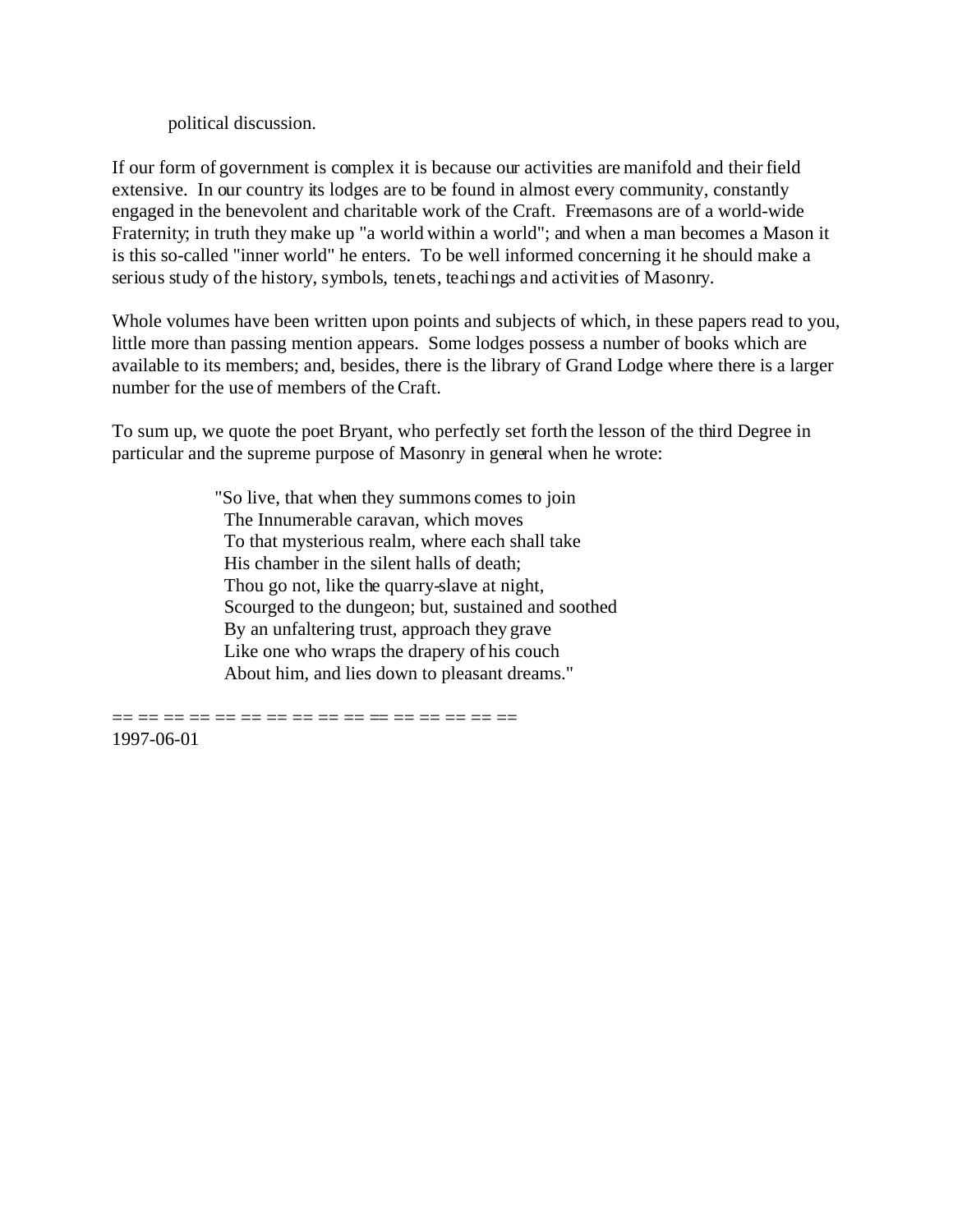political discussion.

If our form of government is complex it is because our activities are manifold and their field extensive. In our country its lodges are to be found in almost every community, constantly engaged in the benevolent and charitable work of the Craft. Freemasons are of a world-wide Fraternity; in truth they make up "a world within a world"; and when a man becomes a Mason it is this so-called "inner world" he enters. To be well informed concerning it he should make a serious study of the history, symbols, tenets, teachings and activities of Masonry.

Whole volumes have been written upon points and subjects of which, in these papers read to you, little more than passing mention appears. Some lodges possess a number of books which are available to its members; and, besides, there is the library of Grand Lodge where there is a larger number for the use of members of the Craft.

To sum up, we quote the poet Bryant, who perfectly set forth the lesson of the third Degree in particular and the supreme purpose of Masonry in general when he wrote:

> "So live, that when they summons comes to join
> The Innumerable caravan, which moves
> To that mysterious realm, where each shall take
> His chamber in the silent halls of death;
> Thou go not, like the quarry-slave at night,
> Scourged to the dungeon; but, sustained and soothed
> By an unfaltering trust, approach they grave
> Like one who wraps the drapery of his couch
> About him, and lies down to pleasant dreams."

== == == == == == == == == == == == == == ==
1997-06-01